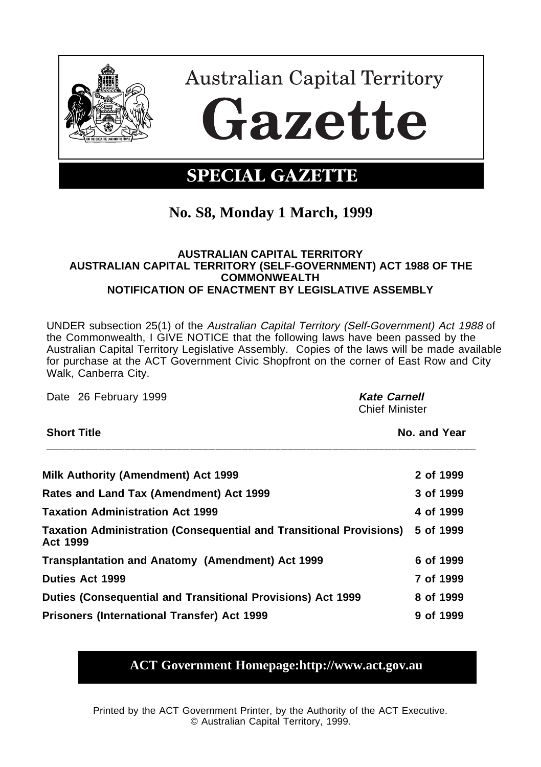# Australian Capital Territory Gazette

## SPECIAL GAZETTE

## No. S8, Monday 1 March, 1999

**AUSTRALIAN CAPITAL TERRITORY**
**AUSTRALIAN CAPITAL TERRITORY (SELF-GOVERNMENT) ACT 1988 OF THE COMMONWEALTH**
**NOTIFICATION OF ENACTMENT BY LEGISLATIVE ASSEMBLY**

UNDER subsection 25(1) of the *Australian Capital Territory (Self-Government) Act 1988* of the Commonwealth, I GIVE NOTICE that the following laws have been passed by the Australian Capital Territory Legislative Assembly. Copies of the laws will be made available for purchase at the ACT Government Civic Shopfront on the corner of East Row and City Walk, Canberra City.

Date 26 February 1999

***Kate Carnell***
Chief Minister

| Short Title | No. and Year |
|---|---|
| **Milk Authority (Amendment) Act 1999** | **2 of 1999** |
| **Rates and Land Tax (Amendment) Act 1999** | **3 of 1999** |
| **Taxation Administration Act 1999** | **4 of 1999** |
| **Taxation Administration (Consequential and Transitional Provisions) Act 1999** | **5 of 1999** |
| **Transplantation and Anatomy (Amendment) Act 1999** | **6 of 1999** |
| **Duties Act 1999** | **7 of 1999** |
| **Duties (Consequential and Transitional Provisions) Act 1999** | **8 of 1999** |
| **Prisoners (International Transfer) Act 1999** | **9 of 1999** |

**ACT Government Homepage:http://www.act.gov.au**

Printed by the ACT Government Printer, by the Authority of the ACT Executive.
© Australian Capital Territory, 1999.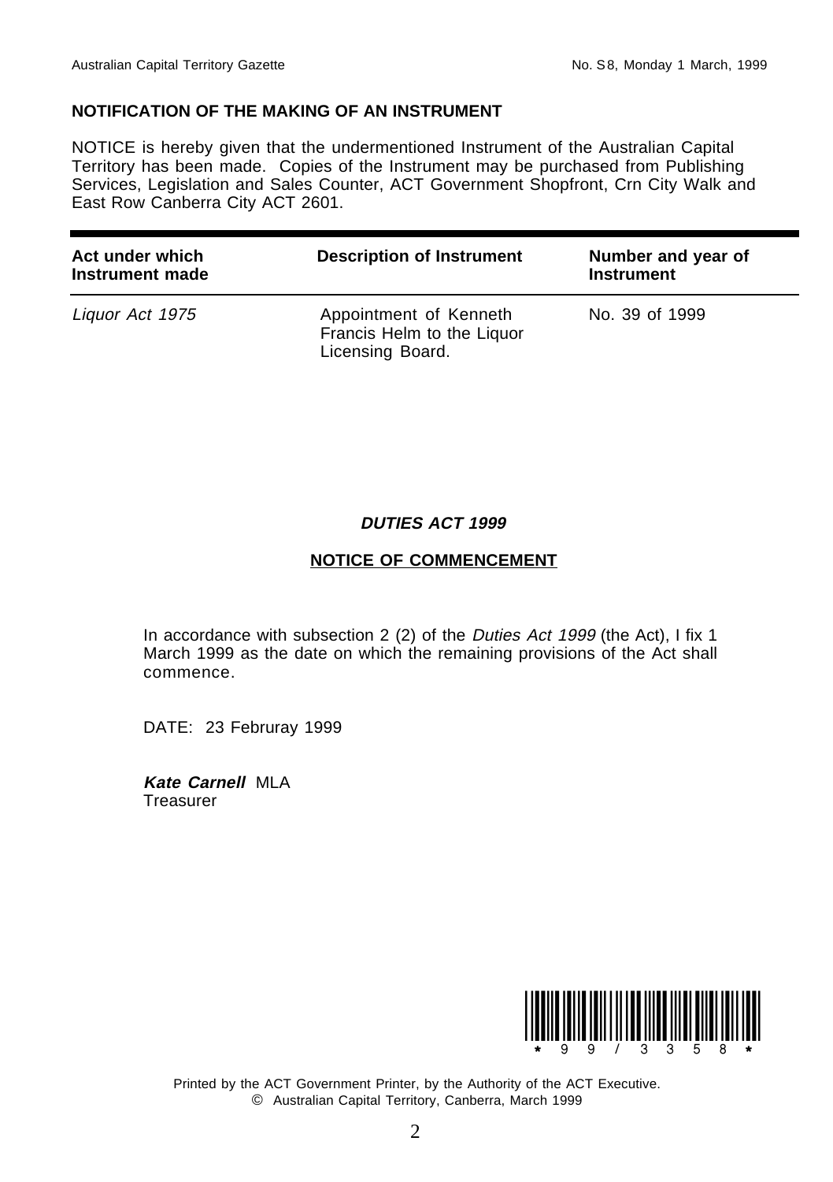**NOTIFICATION OF THE MAKING OF AN INSTRUMENT**

NOTICE is hereby given that the undermentioned Instrument of the Australian Capital Territory has been made. Copies of the Instrument may be purchased from Publishing Services, Legislation and Sales Counter, ACT Government Shopfront, Crn City Walk and East Row Canberra City ACT 2601.

| Act under which Instrument made | Description of Instrument | Number and year of Instrument |
|---|---|---|
| *Liquor Act 1975* | Appointment of Kenneth Francis Helm to the Liquor Licensing Board. | No. 39 of 1999 |

***DUTIES ACT 1999***

**NOTICE OF COMMENCEMENT**

In accordance with subsection 2 (2) of the *Duties Act 1999* (the Act), I fix 1 March 1999 as the date on which the remaining provisions of the Act shall commence.

DATE: 23 Februray 1999

***Kate Carnell*** MLA
Treasurer

*99/3358*

Printed by the ACT Government Printer, by the Authority of the ACT Executive.
© Australian Capital Territory, Canberra, March 1999